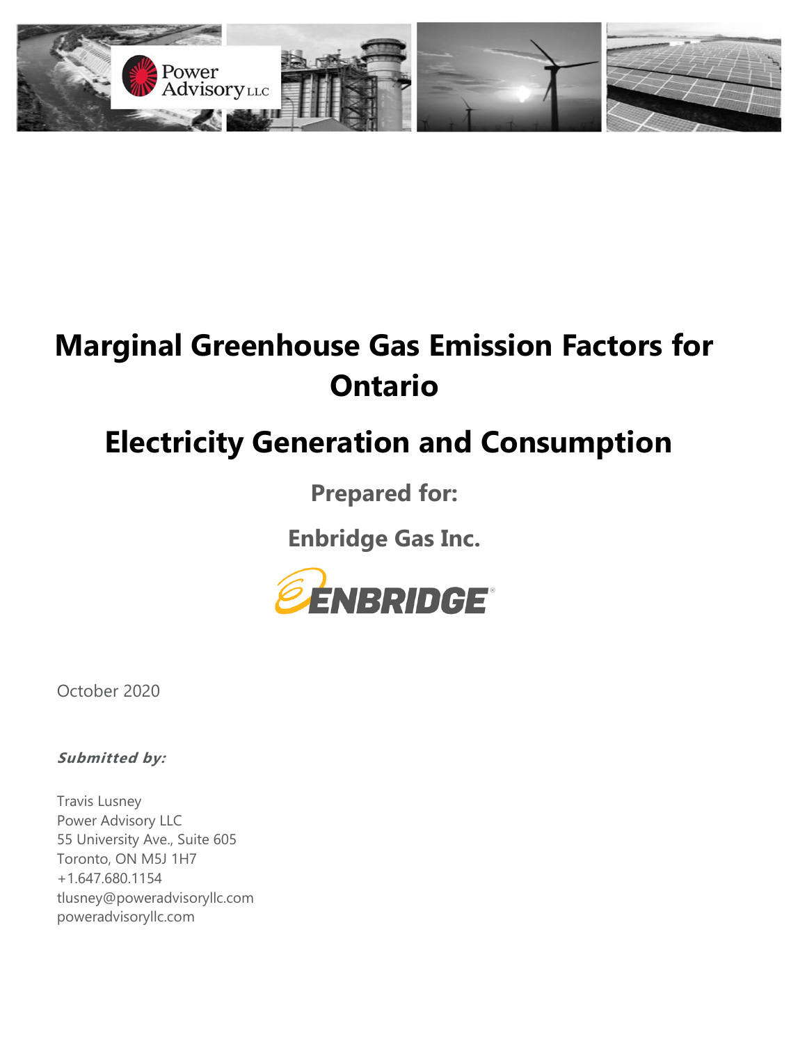# Marginal Greenhouse Gas Emission Factors for Ontario

## Electricity Generation and Consumption

**Prepared for:**

**Enbridge Gas Inc.**

October 2020

***Submitted by:***

Travis Lusney
Power Advisory LLC
55 University Ave., Suite 605
Toronto, ON M5J 1H7
+1.647.680.1154
tlusney@poweradvisoryllc.com
poweradvisoryllc.com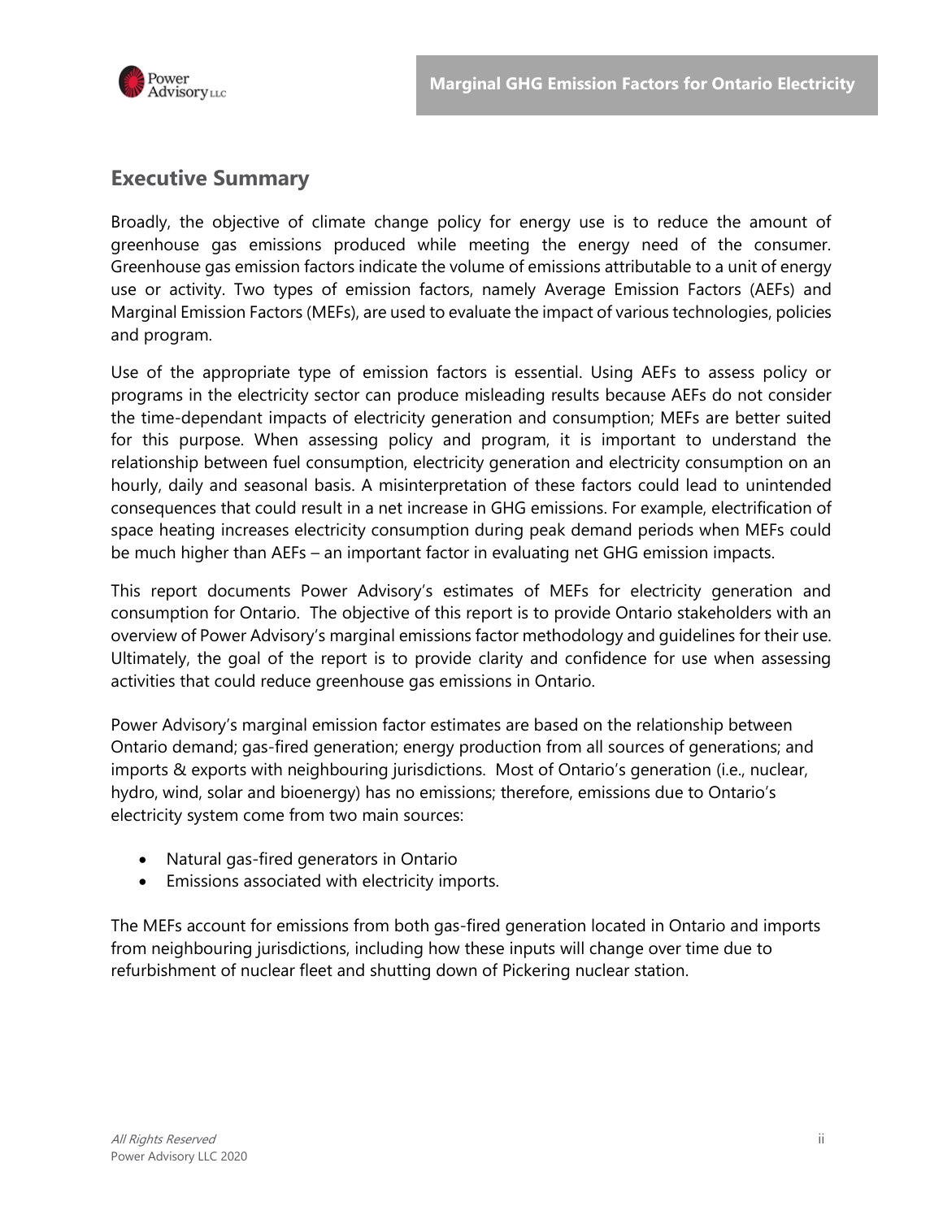## Executive Summary

Broadly, the objective of climate change policy for energy use is to reduce the amount of greenhouse gas emissions produced while meeting the energy need of the consumer. Greenhouse gas emission factors indicate the volume of emissions attributable to a unit of energy use or activity. Two types of emission factors, namely Average Emission Factors (AEFs) and Marginal Emission Factors (MEFs), are used to evaluate the impact of various technologies, policies and program.

Use of the appropriate type of emission factors is essential. Using AEFs to assess policy or programs in the electricity sector can produce misleading results because AEFs do not consider the time-dependant impacts of electricity generation and consumption; MEFs are better suited for this purpose. When assessing policy and program, it is important to understand the relationship between fuel consumption, electricity generation and electricity consumption on an hourly, daily and seasonal basis. A misinterpretation of these factors could lead to unintended consequences that could result in a net increase in GHG emissions. For example, electrification of space heating increases electricity consumption during peak demand periods when MEFs could be much higher than AEFs – an important factor in evaluating net GHG emission impacts.

This report documents Power Advisory's estimates of MEFs for electricity generation and consumption for Ontario. The objective of this report is to provide Ontario stakeholders with an overview of Power Advisory's marginal emissions factor methodology and guidelines for their use. Ultimately, the goal of the report is to provide clarity and confidence for use when assessing activities that could reduce greenhouse gas emissions in Ontario.

Power Advisory's marginal emission factor estimates are based on the relationship between Ontario demand; gas-fired generation; energy production from all sources of generations; and imports & exports with neighbouring jurisdictions. Most of Ontario's generation (i.e., nuclear, hydro, wind, solar and bioenergy) has no emissions; therefore, emissions due to Ontario's electricity system come from two main sources:

- Natural gas-fired generators in Ontario
- Emissions associated with electricity imports.

The MEFs account for emissions from both gas-fired generation located in Ontario and imports from neighbouring jurisdictions, including how these inputs will change over time due to refurbishment of nuclear fleet and shutting down of Pickering nuclear station.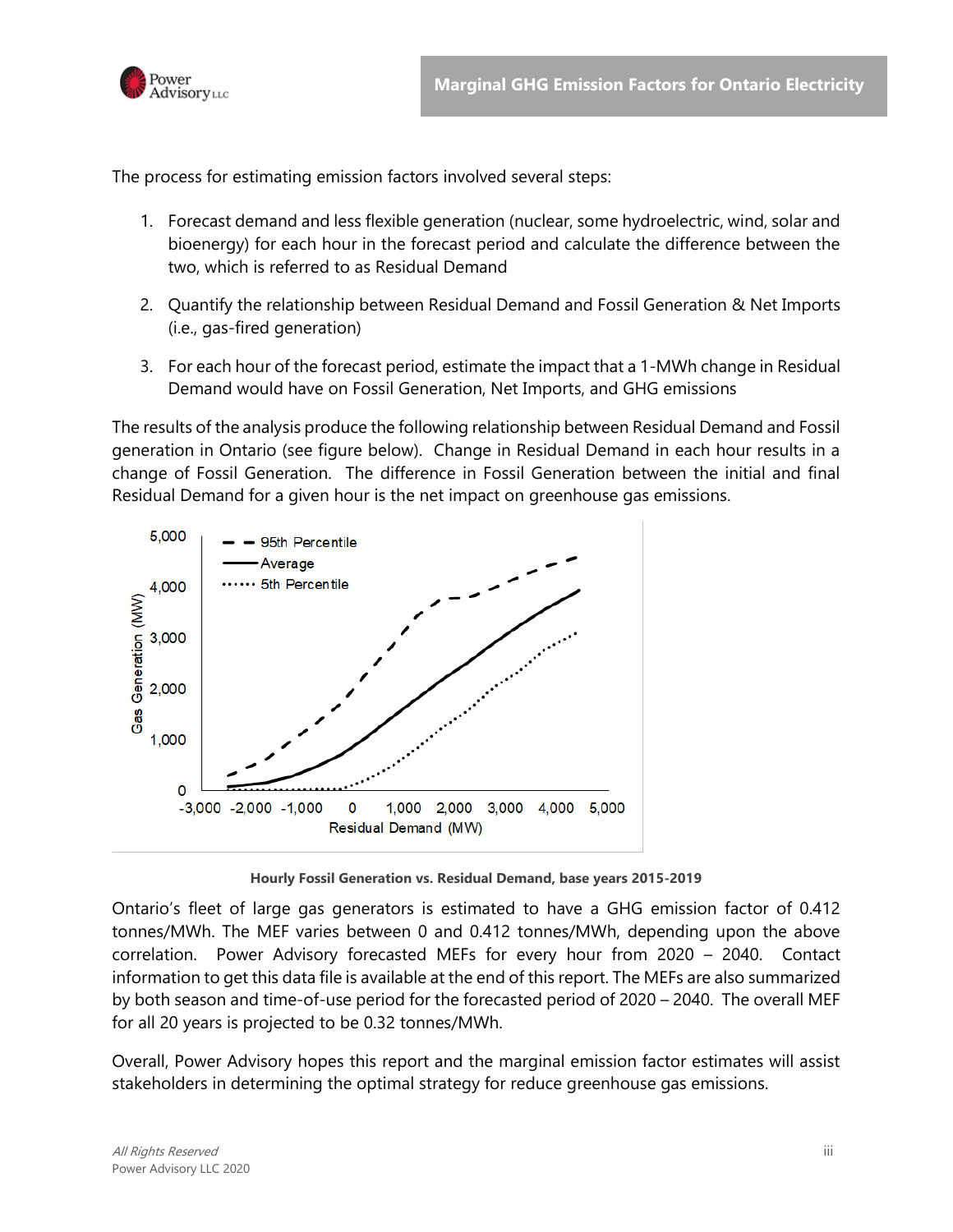The process for estimating emission factors involved several steps:

1. Forecast demand and less flexible generation (nuclear, some hydroelectric, wind, solar and bioenergy) for each hour in the forecast period and calculate the difference between the two, which is referred to as Residual Demand
2. Quantify the relationship between Residual Demand and Fossil Generation & Net Imports (i.e., gas-fired generation)
3. For each hour of the forecast period, estimate the impact that a 1-MWh change in Residual Demand would have on Fossil Generation, Net Imports, and GHG emissions

The results of the analysis produce the following relationship between Residual Demand and Fossil generation in Ontario (see figure below). Change in Residual Demand in each hour results in a change of Fossil Generation. The difference in Fossil Generation between the initial and final Residual Demand for a given hour is the net impact on greenhouse gas emissions.

**Hourly Fossil Generation vs. Residual Demand, base years 2015-2019**

Ontario's fleet of large gas generators is estimated to have a GHG emission factor of 0.412 tonnes/MWh. The MEF varies between 0 and 0.412 tonnes/MWh, depending upon the above correlation. Power Advisory forecasted MEFs for every hour from 2020 – 2040. Contact information to get this data file is available at the end of this report. The MEFs are also summarized by both season and time-of-use period for the forecasted period of 2020 – 2040. The overall MEF for all 20 years is projected to be 0.32 tonnes/MWh.

Overall, Power Advisory hopes this report and the marginal emission factor estimates will assist stakeholders in determining the optimal strategy for reduce greenhouse gas emissions.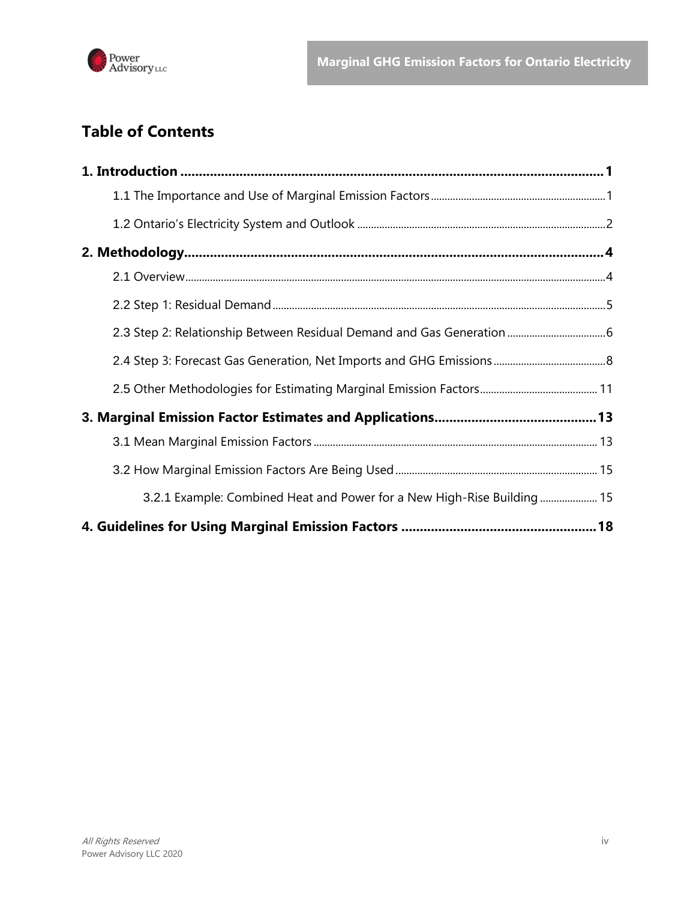## Table of Contents

**1. Introduction ........................................................ 1**

- 1.1 The Importance and Use of Marginal Emission Factors ........................................ 1
- 1.2 Ontario's Electricity System and Outlook ........................................ 2

**2. Methodology ........................................................ 4**

- 2.1 Overview ........................................ 4
- 2.2 Step 1: Residual Demand ........................................ 5
- 2.3 Step 2: Relationship Between Residual Demand and Gas Generation ........................................ 6
- 2.4 Step 3: Forecast Gas Generation, Net Imports and GHG Emissions ........................................ 8
- 2.5 Other Methodologies for Estimating Marginal Emission Factors ........................................ 11

**3. Marginal Emission Factor Estimates and Applications ........................................ 13**

- 3.1 Mean Marginal Emission Factors ........................................ 13
- 3.2 How Marginal Emission Factors Are Being Used ........................................ 15
  - 3.2.1 Example: Combined Heat and Power for a New High-Rise Building ........................................ 15

**4. Guidelines for Using Marginal Emission Factors ........................................ 18**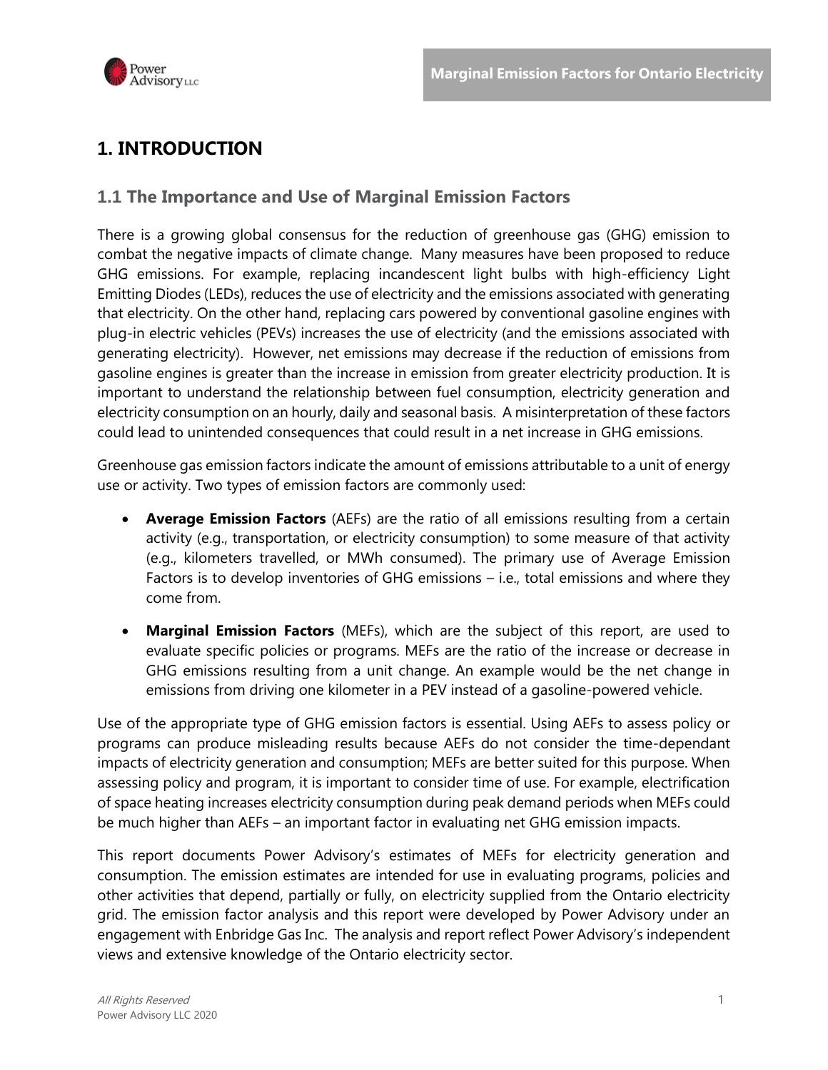# 1. INTRODUCTION

## 1.1 The Importance and Use of Marginal Emission Factors

There is a growing global consensus for the reduction of greenhouse gas (GHG) emission to combat the negative impacts of climate change. Many measures have been proposed to reduce GHG emissions. For example, replacing incandescent light bulbs with high-efficiency Light Emitting Diodes (LEDs), reduces the use of electricity and the emissions associated with generating that electricity. On the other hand, replacing cars powered by conventional gasoline engines with plug-in electric vehicles (PEVs) increases the use of electricity (and the emissions associated with generating electricity). However, net emissions may decrease if the reduction of emissions from gasoline engines is greater than the increase in emission from greater electricity production. It is important to understand the relationship between fuel consumption, electricity generation and electricity consumption on an hourly, daily and seasonal basis. A misinterpretation of these factors could lead to unintended consequences that could result in a net increase in GHG emissions.

Greenhouse gas emission factors indicate the amount of emissions attributable to a unit of energy use or activity. Two types of emission factors are commonly used:

- **Average Emission Factors** (AEFs) are the ratio of all emissions resulting from a certain activity (e.g., transportation, or electricity consumption) to some measure of that activity (e.g., kilometers travelled, or MWh consumed). The primary use of Average Emission Factors is to develop inventories of GHG emissions – i.e., total emissions and where they come from.
- **Marginal Emission Factors** (MEFs), which are the subject of this report, are used to evaluate specific policies or programs. MEFs are the ratio of the increase or decrease in GHG emissions resulting from a unit change. An example would be the net change in emissions from driving one kilometer in a PEV instead of a gasoline-powered vehicle.

Use of the appropriate type of GHG emission factors is essential. Using AEFs to assess policy or programs can produce misleading results because AEFs do not consider the time-dependant impacts of electricity generation and consumption; MEFs are better suited for this purpose. When assessing policy and program, it is important to consider time of use. For example, electrification of space heating increases electricity consumption during peak demand periods when MEFs could be much higher than AEFs – an important factor in evaluating net GHG emission impacts.

This report documents Power Advisory's estimates of MEFs for electricity generation and consumption. The emission estimates are intended for use in evaluating programs, policies and other activities that depend, partially or fully, on electricity supplied from the Ontario electricity grid. The emission factor analysis and this report were developed by Power Advisory under an engagement with Enbridge Gas Inc. The analysis and report reflect Power Advisory's independent views and extensive knowledge of the Ontario electricity sector.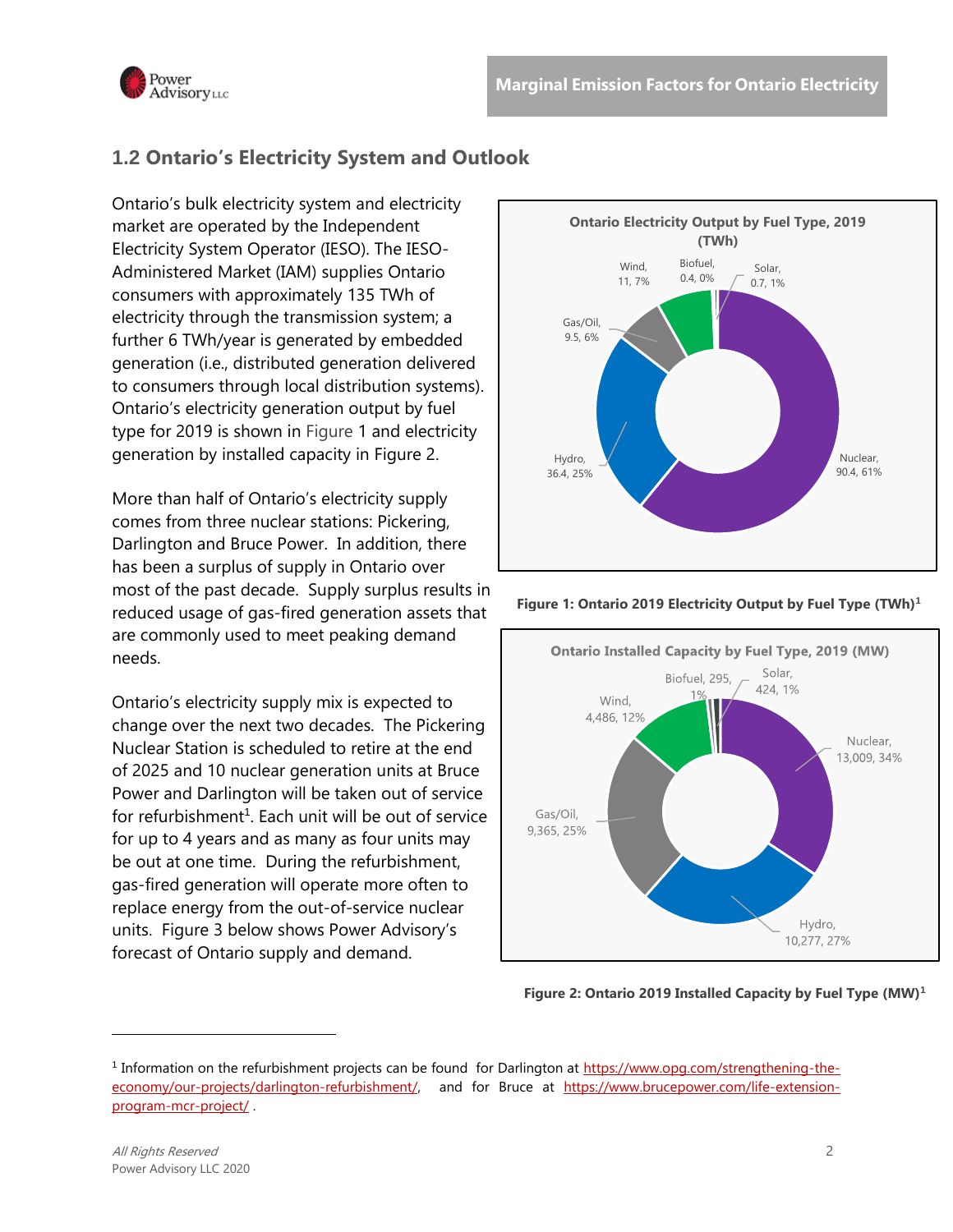## 1.2 Ontario's Electricity System and Outlook

Ontario's bulk electricity system and electricity market are operated by the Independent Electricity System Operator (IESO). The IESO-Administered Market (IAM) supplies Ontario consumers with approximately 135 TWh of electricity through the transmission system; a further 6 TWh/year is generated by embedded generation (i.e., distributed generation delivered to consumers through local distribution systems). Ontario's electricity generation output by fuel type for 2019 is shown in Figure 1 and electricity generation by installed capacity in Figure 2.

More than half of Ontario's electricity supply comes from three nuclear stations: Pickering, Darlington and Bruce Power. In addition, there has been a surplus of supply in Ontario over most of the past decade. Supply surplus results in reduced usage of gas-fired generation assets that are commonly used to meet peaking demand needs.

Ontario's electricity supply mix is expected to change over the next two decades. The Pickering Nuclear Station is scheduled to retire at the end of 2025 and 10 nuclear generation units at Bruce Power and Darlington will be taken out of service for refurbishment[1]. Each unit will be out of service for up to 4 years and as many as four units may be out at one time. During the refurbishment, gas-fired generation will operate more often to replace energy from the out-of-service nuclear units. Figure 3 below shows Power Advisory's forecast of Ontario supply and demand.

**Ontario Electricity Output by Fuel Type, 2019 (TWh)**

| Fuel Type | TWh | Share |
|---|---|---|
| Nuclear | 90.4 | 61% |
| Hydro | 36.4 | 25% |
| Gas/Oil | 9.5 | 6% |
| Wind | 11 | 7% |
| Biofuel | 0.4 | 0% |
| Solar | 0.7 | 1% |

**Figure 1: Ontario 2019 Electricity Output by Fuel Type (TWh)[1]**

**Ontario Installed Capacity by Fuel Type, 2019 (MW)**

| Fuel Type | MW | Share |
|---|---|---|
| Nuclear | 13,009 | 34% |
| Hydro | 10,277 | 27% |
| Gas/Oil | 9,365 | 25% |
| Wind | 4,486 | 12% |
| Biofuel | 295 | 1% |
| Solar | 424 | 1% |

**Figure 2: Ontario 2019 Installed Capacity by Fuel Type (MW)[1]**

---

[1] Information on the refurbishment projects can be found for Darlington at https://www.opg.com/strengthening-the-economy/our-projects/darlington-refurbishment/, and for Bruce at https://www.brucepower.com/life-extension-program-mcr-project/ .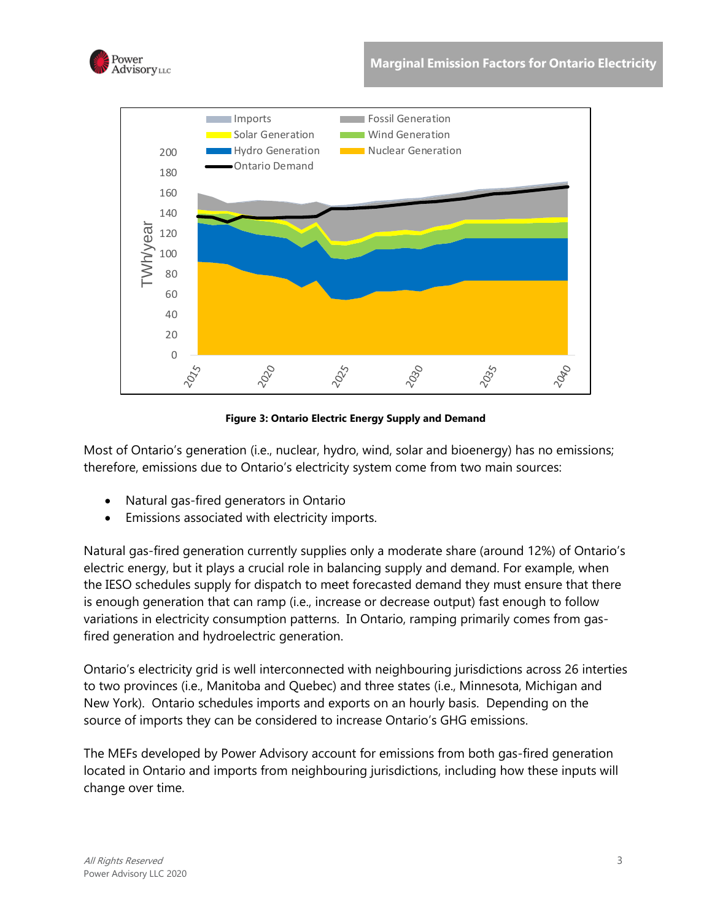**Figure 3: Ontario Electric Energy Supply and Demand**

Most of Ontario's generation (i.e., nuclear, hydro, wind, solar and bioenergy) has no emissions; therefore, emissions due to Ontario's electricity system come from two main sources:

- Natural gas-fired generators in Ontario
- Emissions associated with electricity imports.

Natural gas-fired generation currently supplies only a moderate share (around 12%) of Ontario's electric energy, but it plays a crucial role in balancing supply and demand. For example, when the IESO schedules supply for dispatch to meet forecasted demand they must ensure that there is enough generation that can ramp (i.e., increase or decrease output) fast enough to follow variations in electricity consumption patterns. In Ontario, ramping primarily comes from gas-fired generation and hydroelectric generation.

Ontario's electricity grid is well interconnected with neighbouring jurisdictions across 26 interties to two provinces (i.e., Manitoba and Quebec) and three states (i.e., Minnesota, Michigan and New York). Ontario schedules imports and exports on an hourly basis. Depending on the source of imports they can be considered to increase Ontario's GHG emissions.

The MEFs developed by Power Advisory account for emissions from both gas-fired generation located in Ontario and imports from neighbouring jurisdictions, including how these inputs will change over time.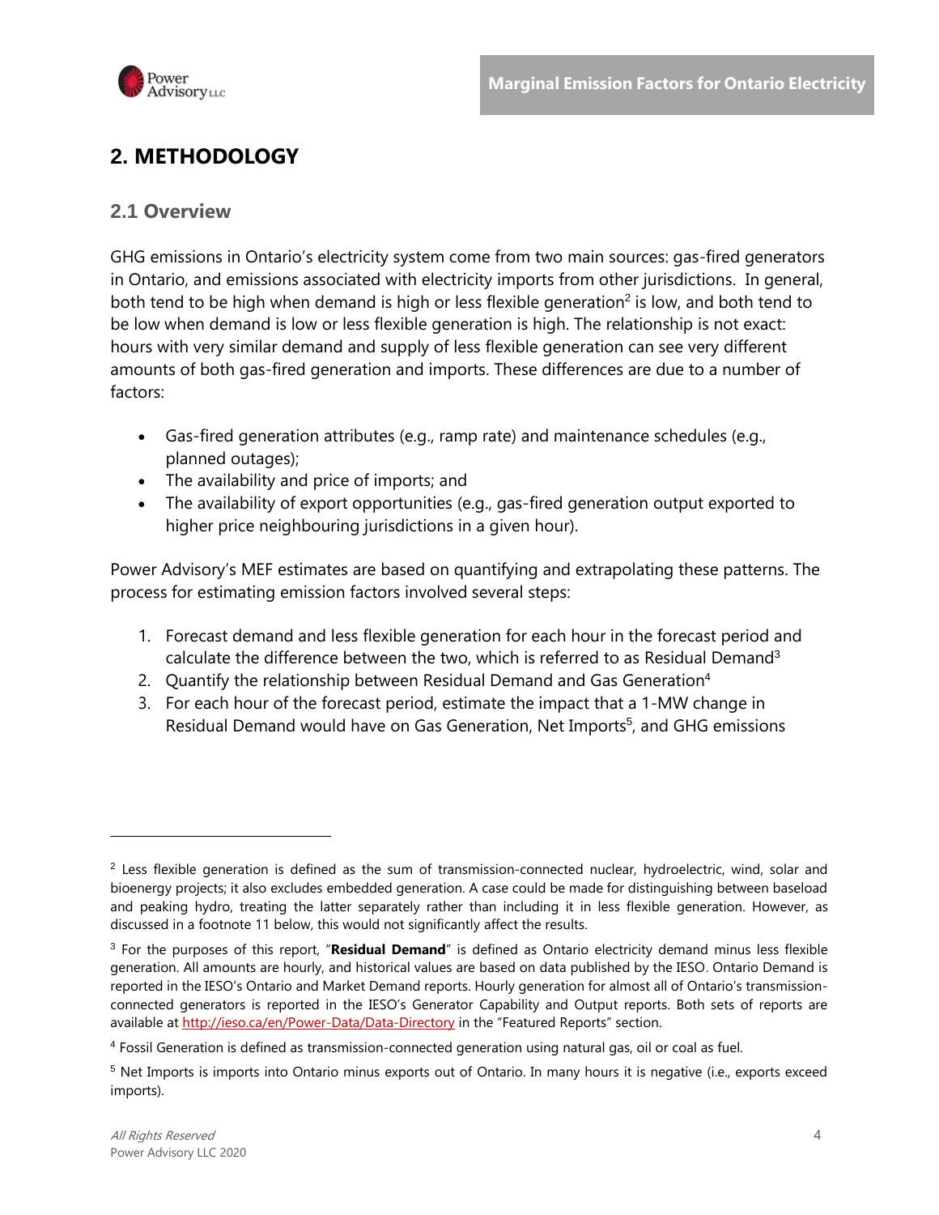## 2. METHODOLOGY

### 2.1 Overview

GHG emissions in Ontario's electricity system come from two main sources: gas-fired generators in Ontario, and emissions associated with electricity imports from other jurisdictions. In general, both tend to be high when demand is high or less flexible generation[2] is low, and both tend to be low when demand is low or less flexible generation is high. The relationship is not exact: hours with very similar demand and supply of less flexible generation can see very different amounts of both gas-fired generation and imports. These differences are due to a number of factors:

- Gas-fired generation attributes (e.g., ramp rate) and maintenance schedules (e.g., planned outages);
- The availability and price of imports; and
- The availability of export opportunities (e.g., gas-fired generation output exported to higher price neighbouring jurisdictions in a given hour).

Power Advisory's MEF estimates are based on quantifying and extrapolating these patterns. The process for estimating emission factors involved several steps:

1. Forecast demand and less flexible generation for each hour in the forecast period and calculate the difference between the two, which is referred to as Residual Demand[3]
2. Quantify the relationship between Residual Demand and Gas Generation[4]
3. For each hour of the forecast period, estimate the impact that a 1-MW change in Residual Demand would have on Gas Generation, Net Imports[5], and GHG emissions

---

[2] Less flexible generation is defined as the sum of transmission-connected nuclear, hydroelectric, wind, solar and bioenergy projects; it also excludes embedded generation. A case could be made for distinguishing between baseload and peaking hydro, treating the latter separately rather than including it in less flexible generation. However, as discussed in a footnote 11 below, this would not significantly affect the results.

[3] For the purposes of this report, "**Residual Demand**" is defined as Ontario electricity demand minus less flexible generation. All amounts are hourly, and historical values are based on data published by the IESO. Ontario Demand is reported in the IESO's Ontario and Market Demand reports. Hourly generation for almost all of Ontario's transmission-connected generators is reported in the IESO's Generator Capability and Output reports. Both sets of reports are available at http://ieso.ca/en/Power-Data/Data-Directory in the "Featured Reports" section.

[4] Fossil Generation is defined as transmission-connected generation using natural gas, oil or coal as fuel.

[5] Net Imports is imports into Ontario minus exports out of Ontario. In many hours it is negative (i.e., exports exceed imports).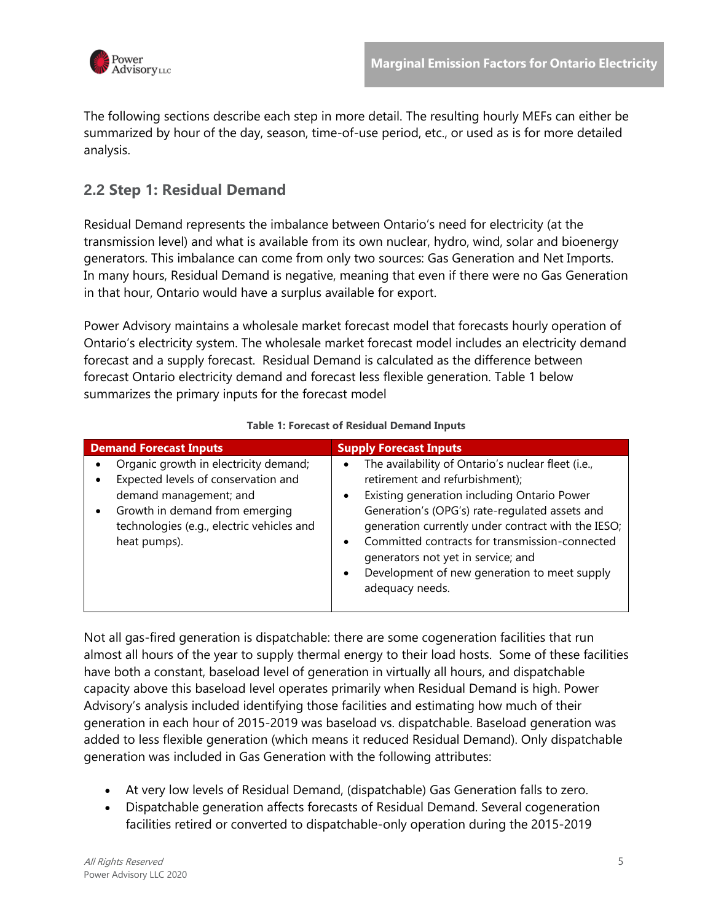The following sections describe each step in more detail. The resulting hourly MEFs can either be summarized by hour of the day, season, time-of-use period, etc., or used as is for more detailed analysis.

## 2.2 Step 1: Residual Demand

Residual Demand represents the imbalance between Ontario's need for electricity (at the transmission level) and what is available from its own nuclear, hydro, wind, solar and bioenergy generators. This imbalance can come from only two sources: Gas Generation and Net Imports. In many hours, Residual Demand is negative, meaning that even if there were no Gas Generation in that hour, Ontario would have a surplus available for export.

Power Advisory maintains a wholesale market forecast model that forecasts hourly operation of Ontario's electricity system. The wholesale market forecast model includes an electricity demand forecast and a supply forecast. Residual Demand is calculated as the difference between forecast Ontario electricity demand and forecast less flexible generation. Table 1 below summarizes the primary inputs for the forecast model

**Table 1: Forecast of Residual Demand Inputs**

| Demand Forecast Inputs | Supply Forecast Inputs |
|---|---|
| • Organic growth in electricity demand;<br>• Expected levels of conservation and demand management; and<br>• Growth in demand from emerging technologies (e.g., electric vehicles and heat pumps). | • The availability of Ontario's nuclear fleet (i.e., retirement and refurbishment);<br>• Existing generation including Ontario Power Generation's (OPG's) rate-regulated assets and generation currently under contract with the IESO;<br>• Committed contracts for transmission-connected generators not yet in service; and<br>• Development of new generation to meet supply adequacy needs. |

Not all gas-fired generation is dispatchable: there are some cogeneration facilities that run almost all hours of the year to supply thermal energy to their load hosts. Some of these facilities have both a constant, baseload level of generation in virtually all hours, and dispatchable capacity above this baseload level operates primarily when Residual Demand is high. Power Advisory's analysis included identifying those facilities and estimating how much of their generation in each hour of 2015-2019 was baseload vs. dispatchable. Baseload generation was added to less flexible generation (which means it reduced Residual Demand). Only dispatchable generation was included in Gas Generation with the following attributes:

- At very low levels of Residual Demand, (dispatchable) Gas Generation falls to zero.
- Dispatchable generation affects forecasts of Residual Demand. Several cogeneration facilities retired or converted to dispatchable-only operation during the 2015-2019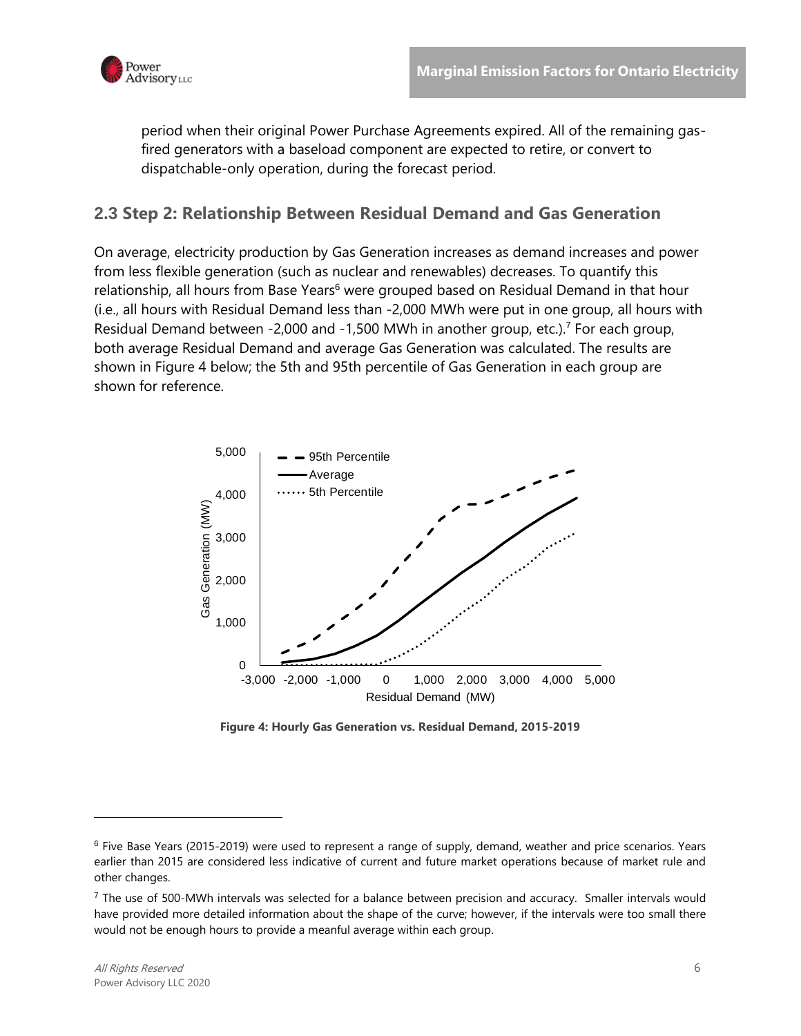period when their original Power Purchase Agreements expired. All of the remaining gas-fired generators with a baseload component are expected to retire, or convert to dispatchable-only operation, during the forecast period.

## 2.3 Step 2: Relationship Between Residual Demand and Gas Generation

On average, electricity production by Gas Generation increases as demand increases and power from less flexible generation (such as nuclear and renewables) decreases. To quantify this relationship, all hours from Base Years[6] were grouped based on Residual Demand in that hour (i.e., all hours with Residual Demand less than -2,000 MWh were put in one group, all hours with Residual Demand between -2,000 and -1,500 MWh in another group, etc.).[7] For each group, both average Residual Demand and average Gas Generation was calculated. The results are shown in Figure 4 below; the 5th and 95th percentile of Gas Generation in each group are shown for reference.

**Figure 4: Hourly Gas Generation vs. Residual Demand, 2015-2019**

[6] Five Base Years (2015-2019) were used to represent a range of supply, demand, weather and price scenarios. Years earlier than 2015 are considered less indicative of current and future market operations because of market rule and other changes.

[7] The use of 500-MWh intervals was selected for a balance between precision and accuracy. Smaller intervals would have provided more detailed information about the shape of the curve; however, if the intervals were too small there would not be enough hours to provide a meanful average within each group.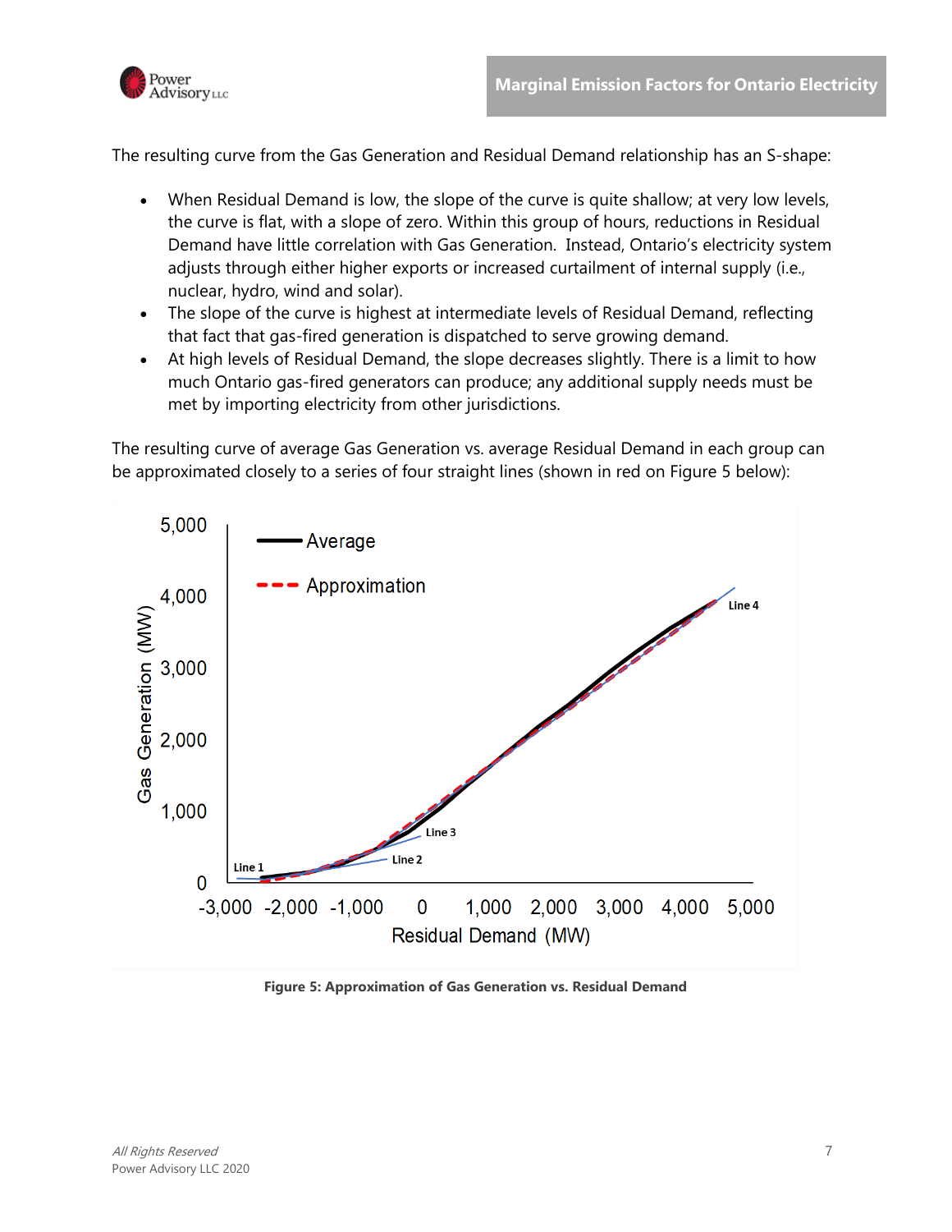The resulting curve from the Gas Generation and Residual Demand relationship has an S-shape:

- When Residual Demand is low, the slope of the curve is quite shallow; at very low levels, the curve is flat, with a slope of zero. Within this group of hours, reductions in Residual Demand have little correlation with Gas Generation. Instead, Ontario's electricity system adjusts through either higher exports or increased curtailment of internal supply (i.e., nuclear, hydro, wind and solar).
- The slope of the curve is highest at intermediate levels of Residual Demand, reflecting that fact that gas-fired generation is dispatched to serve growing demand.
- At high levels of Residual Demand, the slope decreases slightly. There is a limit to how much Ontario gas-fired generators can produce; any additional supply needs must be met by importing electricity from other jurisdictions.

The resulting curve of average Gas Generation vs. average Residual Demand in each group can be approximated closely to a series of four straight lines (shown in red on Figure 5 below):

**Figure 5: Approximation of Gas Generation vs. Residual Demand**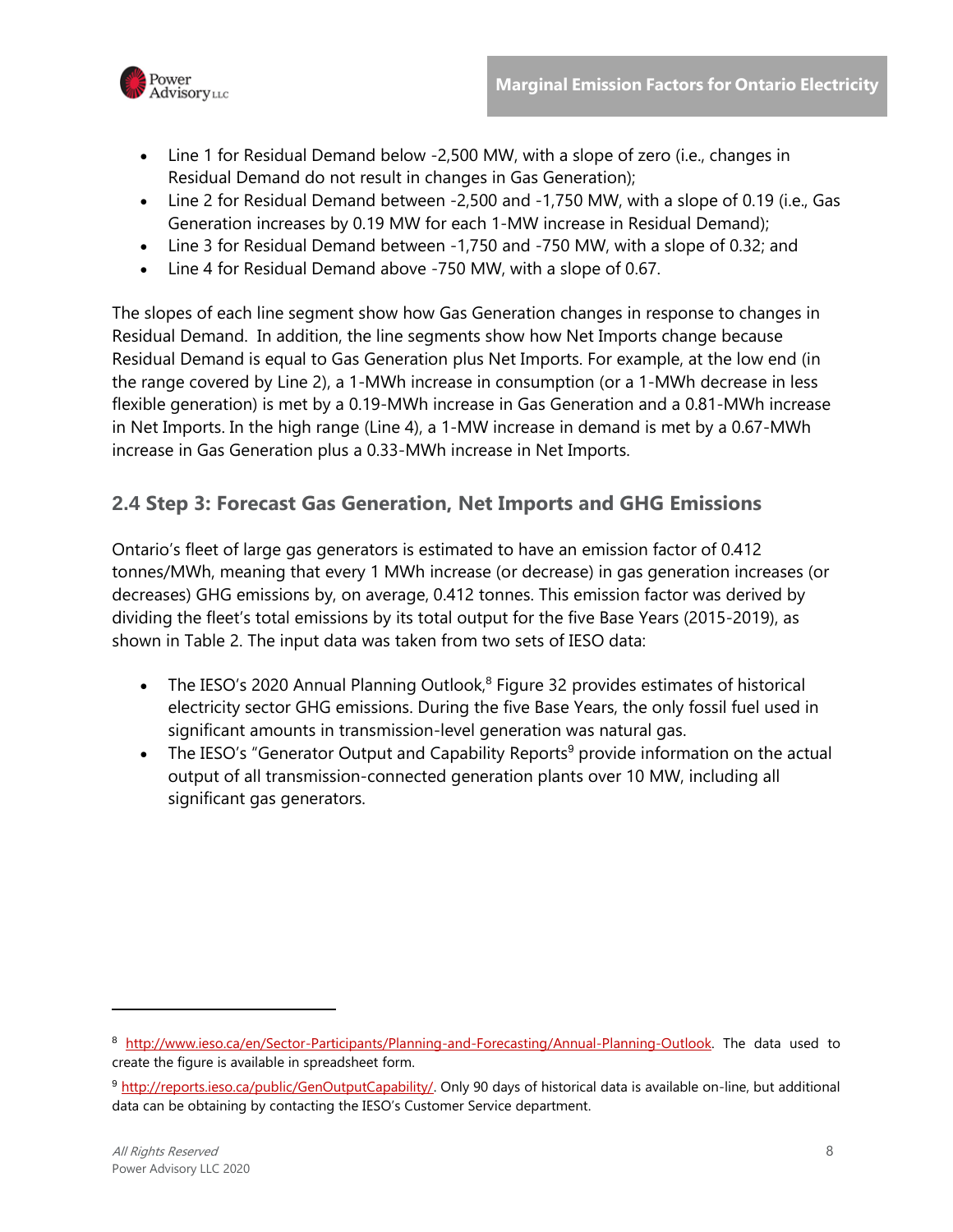- Line 1 for Residual Demand below -2,500 MW, with a slope of zero (i.e., changes in Residual Demand do not result in changes in Gas Generation);
- Line 2 for Residual Demand between -2,500 and -1,750 MW, with a slope of 0.19 (i.e., Gas Generation increases by 0.19 MW for each 1-MW increase in Residual Demand);
- Line 3 for Residual Demand between -1,750 and -750 MW, with a slope of 0.32; and
- Line 4 for Residual Demand above -750 MW, with a slope of 0.67.

The slopes of each line segment show how Gas Generation changes in response to changes in Residual Demand. In addition, the line segments show how Net Imports change because Residual Demand is equal to Gas Generation plus Net Imports. For example, at the low end (in the range covered by Line 2), a 1-MWh increase in consumption (or a 1-MWh decrease in less flexible generation) is met by a 0.19-MWh increase in Gas Generation and a 0.81-MWh increase in Net Imports. In the high range (Line 4), a 1-MW increase in demand is met by a 0.67-MWh increase in Gas Generation plus a 0.33-MWh increase in Net Imports.

## 2.4 Step 3: Forecast Gas Generation, Net Imports and GHG Emissions

Ontario's fleet of large gas generators is estimated to have an emission factor of 0.412 tonnes/MWh, meaning that every 1 MWh increase (or decrease) in gas generation increases (or decreases) GHG emissions by, on average, 0.412 tonnes. This emission factor was derived by dividing the fleet's total emissions by its total output for the five Base Years (2015-2019), as shown in Table 2. The input data was taken from two sets of IESO data:

- The IESO's 2020 Annual Planning Outlook,[8] Figure 32 provides estimates of historical electricity sector GHG emissions. During the five Base Years, the only fossil fuel used in significant amounts in transmission-level generation was natural gas.
- The IESO's "Generator Output and Capability Reports[9] provide information on the actual output of all transmission-connected generation plants over 10 MW, including all significant gas generators.

---

[8] http://www.ieso.ca/en/Sector-Participants/Planning-and-Forecasting/Annual-Planning-Outlook. The data used to create the figure is available in spreadsheet form.

[9] http://reports.ieso.ca/public/GenOutputCapability/. Only 90 days of historical data is available on-line, but additional data can be obtaining by contacting the IESO's Customer Service department.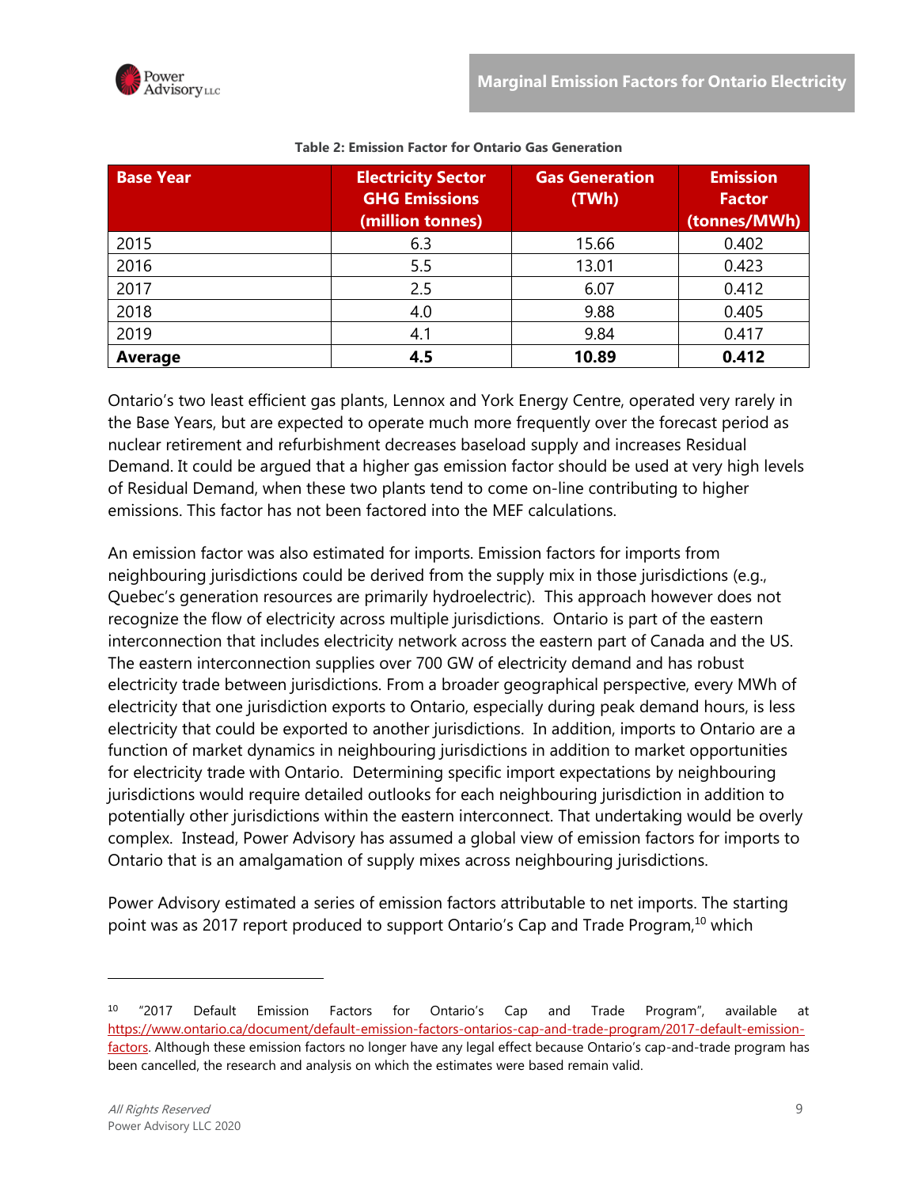**Table 2: Emission Factor for Ontario Gas Generation**

| Base Year | Electricity Sector GHG Emissions (million tonnes) | Gas Generation (TWh) | Emission Factor (tonnes/MWh) |
|---|---|---|---|
| 2015 | 6.3 | 15.66 | 0.402 |
| 2016 | 5.5 | 13.01 | 0.423 |
| 2017 | 2.5 | 6.07 | 0.412 |
| 2018 | 4.0 | 9.88 | 0.405 |
| 2019 | 4.1 | 9.84 | 0.417 |
| **Average** | **4.5** | **10.89** | **0.412** |

Ontario's two least efficient gas plants, Lennox and York Energy Centre, operated very rarely in the Base Years, but are expected to operate much more frequently over the forecast period as nuclear retirement and refurbishment decreases baseload supply and increases Residual Demand. It could be argued that a higher gas emission factor should be used at very high levels of Residual Demand, when these two plants tend to come on-line contributing to higher emissions. This factor has not been factored into the MEF calculations.

An emission factor was also estimated for imports. Emission factors for imports from neighbouring jurisdictions could be derived from the supply mix in those jurisdictions (e.g., Quebec's generation resources are primarily hydroelectric). This approach however does not recognize the flow of electricity across multiple jurisdictions. Ontario is part of the eastern interconnection that includes electricity network across the eastern part of Canada and the US. The eastern interconnection supplies over 700 GW of electricity demand and has robust electricity trade between jurisdictions. From a broader geographical perspective, every MWh of electricity that one jurisdiction exports to Ontario, especially during peak demand hours, is less electricity that could be exported to another jurisdictions. In addition, imports to Ontario are a function of market dynamics in neighbouring jurisdictions in addition to market opportunities for electricity trade with Ontario. Determining specific import expectations by neighbouring jurisdictions would require detailed outlooks for each neighbouring jurisdiction in addition to potentially other jurisdictions within the eastern interconnect. That undertaking would be overly complex. Instead, Power Advisory has assumed a global view of emission factors for imports to Ontario that is an amalgamation of supply mixes across neighbouring jurisdictions.

Power Advisory estimated a series of emission factors attributable to net imports. The starting point was as 2017 report produced to support Ontario's Cap and Trade Program,[10] which

---

[10] "2017 Default Emission Factors for Ontario's Cap and Trade Program", available at https://www.ontario.ca/document/default-emission-factors-ontarios-cap-and-trade-program/2017-default-emission-factors. Although these emission factors no longer have any legal effect because Ontario's cap-and-trade program has been cancelled, the research and analysis on which the estimates were based remain valid.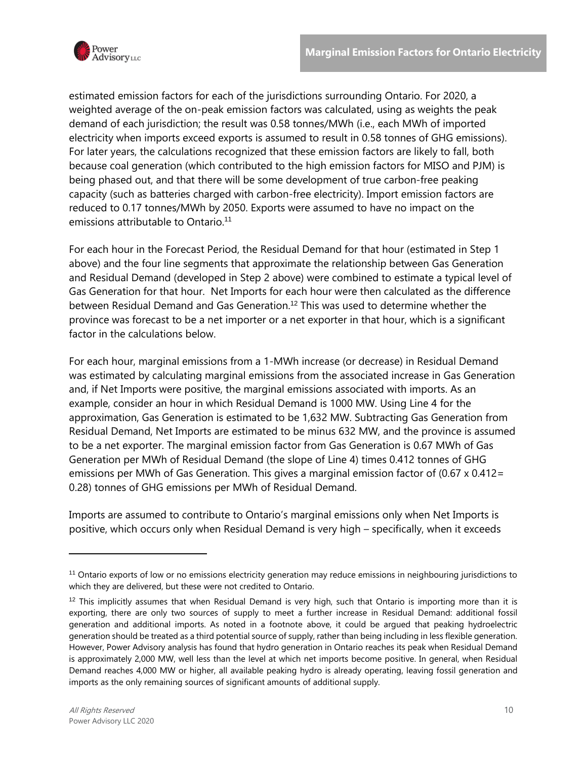estimated emission factors for each of the jurisdictions surrounding Ontario. For 2020, a weighted average of the on-peak emission factors was calculated, using as weights the peak demand of each jurisdiction; the result was 0.58 tonnes/MWh (i.e., each MWh of imported electricity when imports exceed exports is assumed to result in 0.58 tonnes of GHG emissions). For later years, the calculations recognized that these emission factors are likely to fall, both because coal generation (which contributed to the high emission factors for MISO and PJM) is being phased out, and that there will be some development of true carbon-free peaking capacity (such as batteries charged with carbon-free electricity). Import emission factors are reduced to 0.17 tonnes/MWh by 2050. Exports were assumed to have no impact on the emissions attributable to Ontario.[11]

For each hour in the Forecast Period, the Residual Demand for that hour (estimated in Step 1 above) and the four line segments that approximate the relationship between Gas Generation and Residual Demand (developed in Step 2 above) were combined to estimate a typical level of Gas Generation for that hour. Net Imports for each hour were then calculated as the difference between Residual Demand and Gas Generation.[12] This was used to determine whether the province was forecast to be a net importer or a net exporter in that hour, which is a significant factor in the calculations below.

For each hour, marginal emissions from a 1-MWh increase (or decrease) in Residual Demand was estimated by calculating marginal emissions from the associated increase in Gas Generation and, if Net Imports were positive, the marginal emissions associated with imports. As an example, consider an hour in which Residual Demand is 1000 MW. Using Line 4 for the approximation, Gas Generation is estimated to be 1,632 MW. Subtracting Gas Generation from Residual Demand, Net Imports are estimated to be minus 632 MW, and the province is assumed to be a net exporter. The marginal emission factor from Gas Generation is 0.67 MWh of Gas Generation per MWh of Residual Demand (the slope of Line 4) times 0.412 tonnes of GHG emissions per MWh of Gas Generation. This gives a marginal emission factor of (0.67 x 0.412= 0.28) tonnes of GHG emissions per MWh of Residual Demand.

Imports are assumed to contribute to Ontario's marginal emissions only when Net Imports is positive, which occurs only when Residual Demand is very high – specifically, when it exceeds

---

[11] Ontario exports of low or no emissions electricity generation may reduce emissions in neighbouring jurisdictions to which they are delivered, but these were not credited to Ontario.

[12] This implicitly assumes that when Residual Demand is very high, such that Ontario is importing more than it is exporting, there are only two sources of supply to meet a further increase in Residual Demand: additional fossil generation and additional imports. As noted in a footnote above, it could be argued that peaking hydroelectric generation should be treated as a third potential source of supply, rather than being including in less flexible generation. However, Power Advisory analysis has found that hydro generation in Ontario reaches its peak when Residual Demand is approximately 2,000 MW, well less than the level at which net imports become positive. In general, when Residual Demand reaches 4,000 MW or higher, all available peaking hydro is already operating, leaving fossil generation and imports as the only remaining sources of significant amounts of additional supply.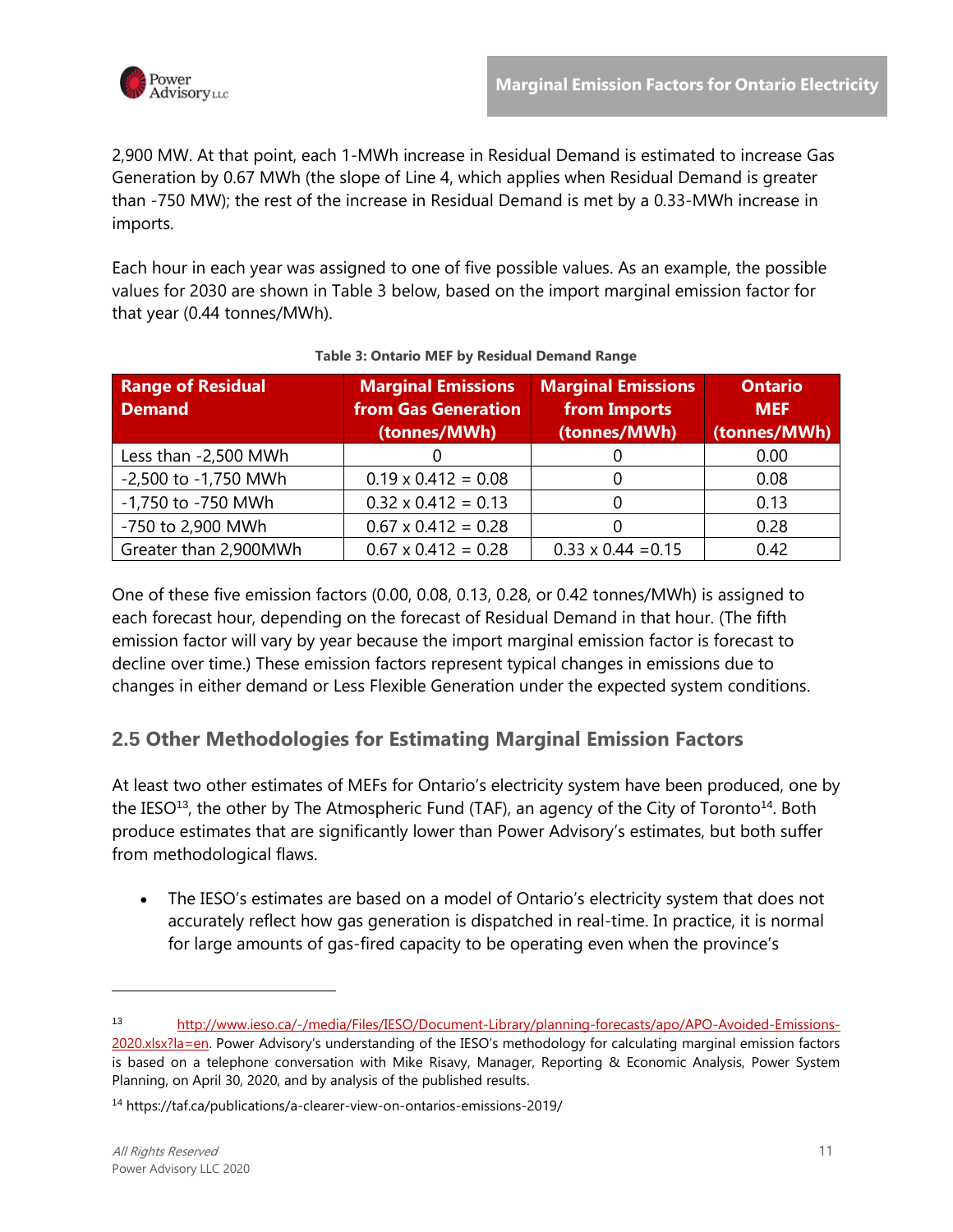2,900 MW. At that point, each 1-MWh increase in Residual Demand is estimated to increase Gas Generation by 0.67 MWh (the slope of Line 4, which applies when Residual Demand is greater than -750 MW); the rest of the increase in Residual Demand is met by a 0.33-MWh increase in imports.

Each hour in each year was assigned to one of five possible values. As an example, the possible values for 2030 are shown in Table 3 below, based on the import marginal emission factor for that year (0.44 tonnes/MWh).

**Table 3: Ontario MEF by Residual Demand Range**

| Range of Residual Demand | Marginal Emissions from Gas Generation (tonnes/MWh) | Marginal Emissions from Imports (tonnes/MWh) | Ontario MEF (tonnes/MWh) |
|---|---|---|---|
| Less than -2,500 MWh | 0 | 0 | 0.00 |
| -2,500 to -1,750 MWh | 0.19 x 0.412 = 0.08 | 0 | 0.08 |
| -1,750 to -750 MWh | 0.32 x 0.412 = 0.13 | 0 | 0.13 |
| -750 to 2,900 MWh | 0.67 x 0.412 = 0.28 | 0 | 0.28 |
| Greater than 2,900MWh | 0.67 x 0.412 = 0.28 | 0.33 x 0.44 =0.15 | 0.42 |

One of these five emission factors (0.00, 0.08, 0.13, 0.28, or 0.42 tonnes/MWh) is assigned to each forecast hour, depending on the forecast of Residual Demand in that hour. (The fifth emission factor will vary by year because the import marginal emission factor is forecast to decline over time.) These emission factors represent typical changes in emissions due to changes in either demand or Less Flexible Generation under the expected system conditions.

## 2.5 Other Methodologies for Estimating Marginal Emission Factors

At least two other estimates of MEFs for Ontario's electricity system have been produced, one by the IESO[13], the other by The Atmospheric Fund (TAF), an agency of the City of Toronto[14]. Both produce estimates that are significantly lower than Power Advisory's estimates, but both suffer from methodological flaws.

- The IESO's estimates are based on a model of Ontario's electricity system that does not accurately reflect how gas generation is dispatched in real-time. In practice, it is normal for large amounts of gas-fired capacity to be operating even when the province's

---

[13] http://www.ieso.ca/-/media/Files/IESO/Document-Library/planning-forecasts/apo/APO-Avoided-Emissions-2020.xlsx?la=en. Power Advisory's understanding of the IESO's methodology for calculating marginal emission factors is based on a telephone conversation with Mike Risavy, Manager, Reporting & Economic Analysis, Power System Planning, on April 30, 2020, and by analysis of the published results.

[14] https://taf.ca/publications/a-clearer-view-on-ontarios-emissions-2019/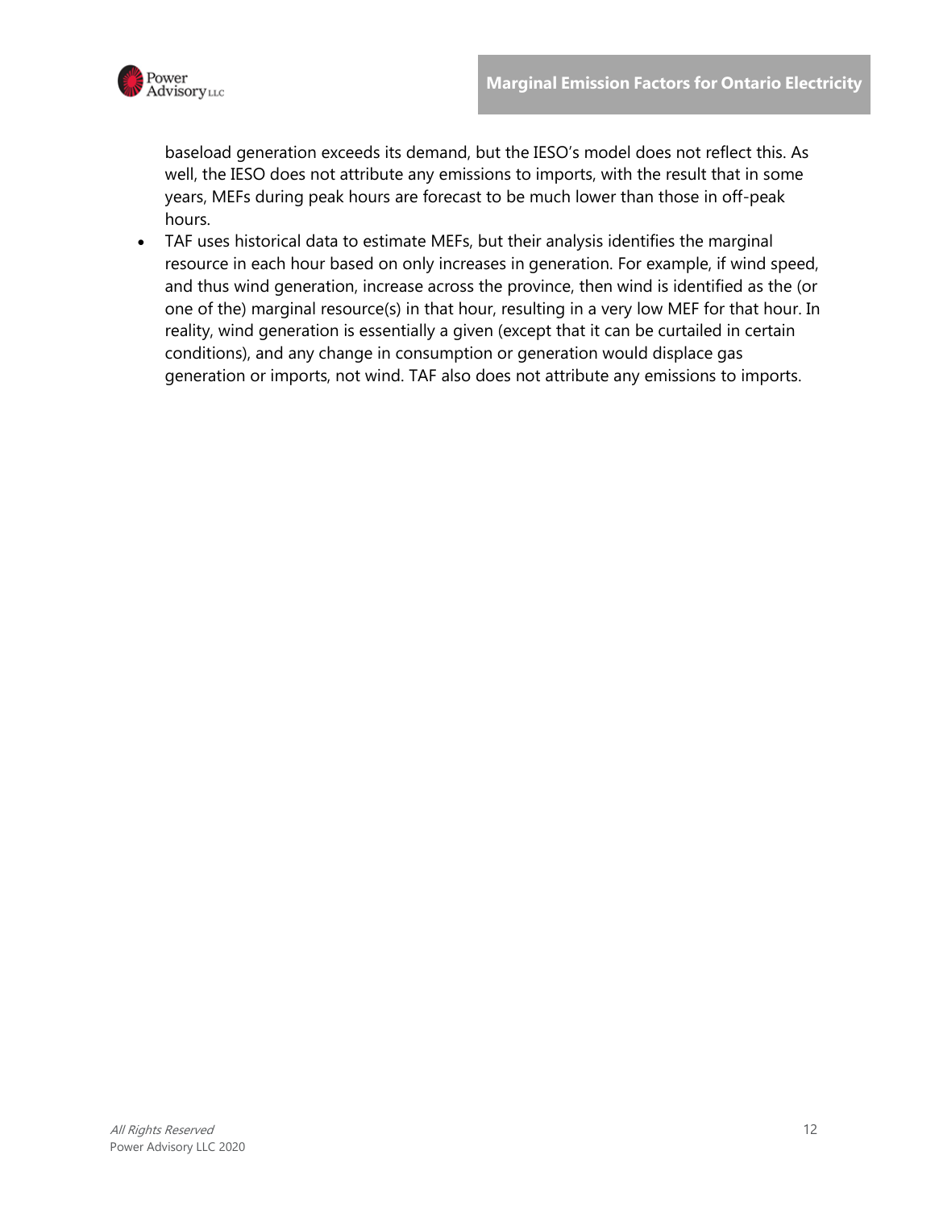baseload generation exceeds its demand, but the IESO's model does not reflect this. As well, the IESO does not attribute any emissions to imports, with the result that in some years, MEFs during peak hours are forecast to be much lower than those in off-peak hours.

- TAF uses historical data to estimate MEFs, but their analysis identifies the marginal resource in each hour based on only increases in generation. For example, if wind speed, and thus wind generation, increase across the province, then wind is identified as the (or one of the) marginal resource(s) in that hour, resulting in a very low MEF for that hour. In reality, wind generation is essentially a given (except that it can be curtailed in certain conditions), and any change in consumption or generation would displace gas generation or imports, not wind. TAF also does not attribute any emissions to imports.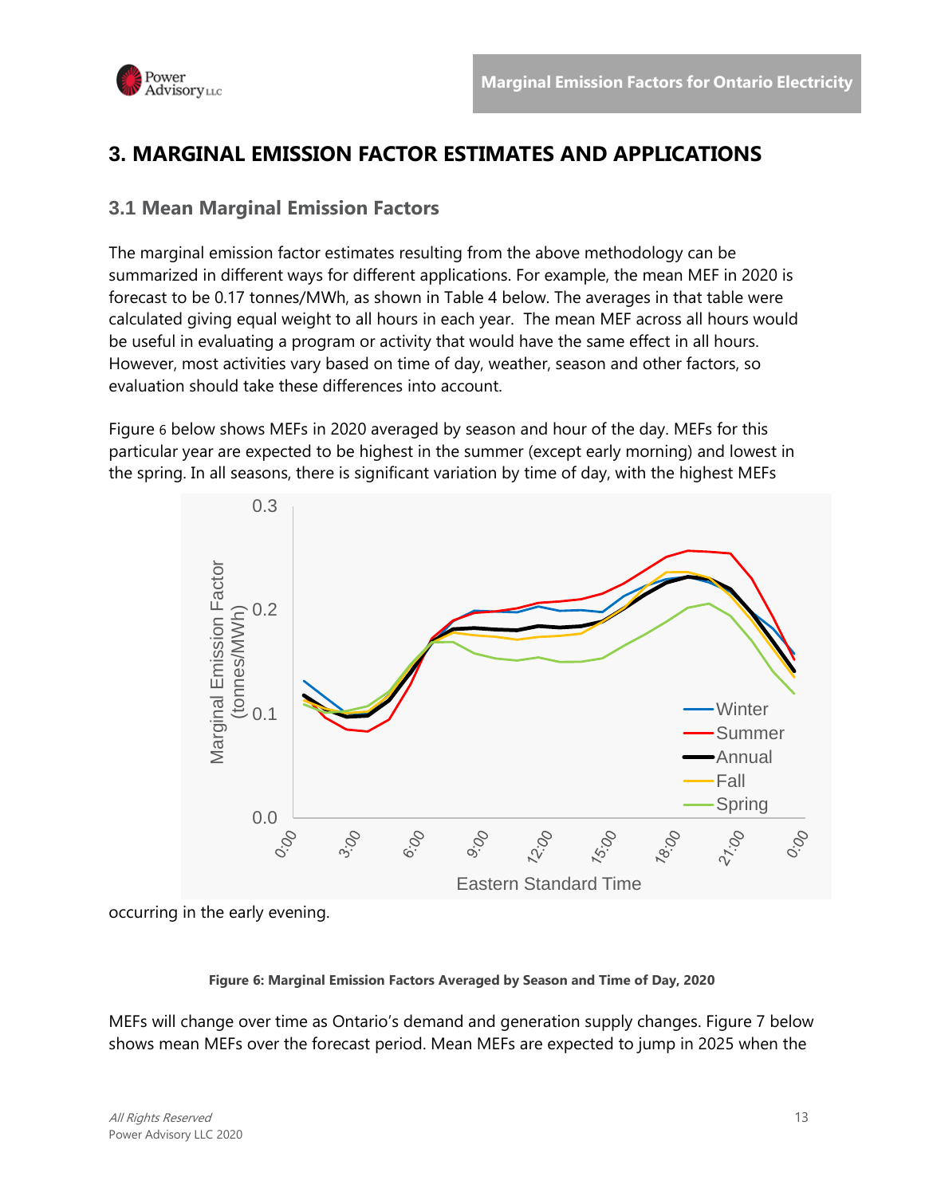# 3. MARGINAL EMISSION FACTOR ESTIMATES AND APPLICATIONS

## 3.1 Mean Marginal Emission Factors

The marginal emission factor estimates resulting from the above methodology can be summarized in different ways for different applications. For example, the mean MEF in 2020 is forecast to be 0.17 tonnes/MWh, as shown in Table 4 below. The averages in that table were calculated giving equal weight to all hours in each year. The mean MEF across all hours would be useful in evaluating a program or activity that would have the same effect in all hours. However, most activities vary based on time of day, weather, season and other factors, so evaluation should take these differences into account.

Figure 6 below shows MEFs in 2020 averaged by season and hour of the day. MEFs for this particular year are expected to be highest in the summer (except early morning) and lowest in the spring. In all seasons, there is significant variation by time of day, with the highest MEFs occurring in the early evening.

**Figure 6: Marginal Emission Factors Averaged by Season and Time of Day, 2020**

MEFs will change over time as Ontario's demand and generation supply changes. Figure 7 below shows mean MEFs over the forecast period. Mean MEFs are expected to jump in 2025 when the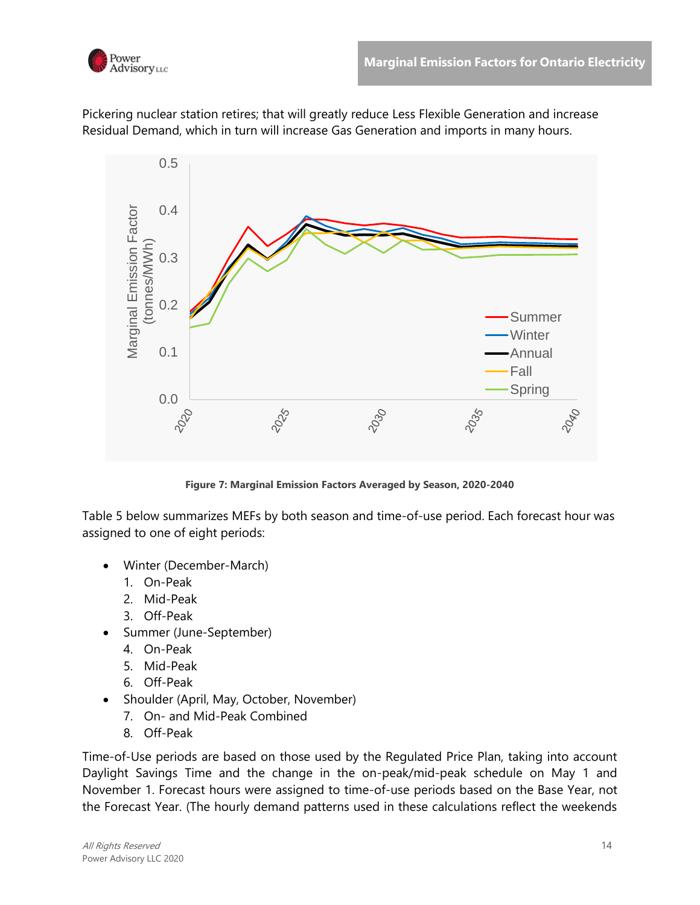Pickering nuclear station retires; that will greatly reduce Less Flexible Generation and increase Residual Demand, which in turn will increase Gas Generation and imports in many hours.

**Figure 7: Marginal Emission Factors Averaged by Season, 2020-2040**

Table 5 below summarizes MEFs by both season and time-of-use period. Each forecast hour was assigned to one of eight periods:

- Winter (December-March)
  1. On-Peak
  2. Mid-Peak
  3. Off-Peak
- Summer (June-September)
  4. On-Peak
  5. Mid-Peak
  6. Off-Peak
- Shoulder (April, May, October, November)
  7. On- and Mid-Peak Combined
  8. Off-Peak

Time-of-Use periods are based on those used by the Regulated Price Plan, taking into account Daylight Savings Time and the change in the on-peak/mid-peak schedule on May 1 and November 1. Forecast hours were assigned to time-of-use periods based on the Base Year, not the Forecast Year. (The hourly demand patterns used in these calculations reflect the weekends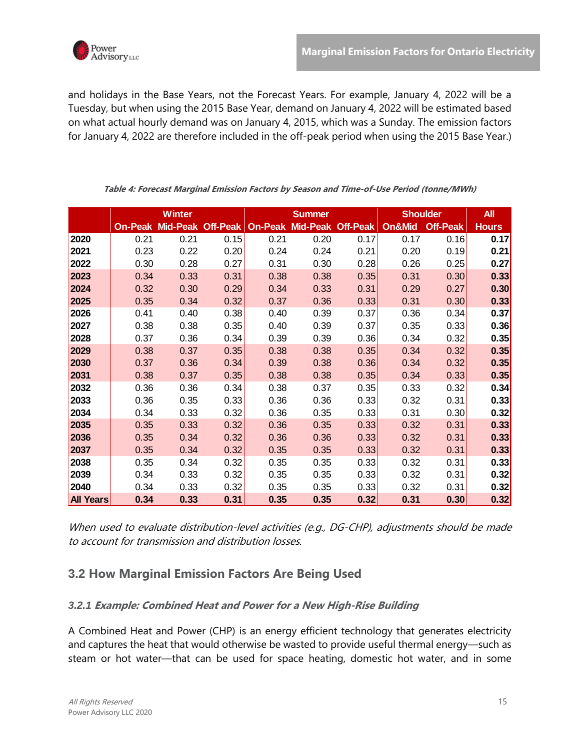and holidays in the Base Years, not the Forecast Years. For example, January 4, 2022 will be a Tuesday, but when using the 2015 Base Year, demand on January 4, 2022 will be estimated based on what actual hourly demand was on January 4, 2015, which was a Sunday. The emission factors for January 4, 2022 are therefore included in the off-peak period when using the 2015 Base Year.)

***Table 4: Forecast Marginal Emission Factors by Season and Time-of-Use Period (tonne/MWh)***

| | Winter | | | Summer | | | Shoulder | | All |
|---|---|---|---|---|---|---|---|---|---|
| | On-Peak | Mid-Peak | Off-Peak | On-Peak | Mid-Peak | Off-Peak | On&Mid | Off-Peak | Hours |
| **2020** | 0.21 | 0.21 | 0.15 | 0.21 | 0.20 | 0.17 | 0.17 | 0.16 | **0.17** |
| **2021** | 0.23 | 0.22 | 0.20 | 0.24 | 0.24 | 0.21 | 0.20 | 0.19 | **0.21** |
| **2022** | 0.30 | 0.28 | 0.27 | 0.31 | 0.30 | 0.28 | 0.26 | 0.25 | **0.27** |
| **2023** | 0.34 | 0.33 | 0.31 | 0.38 | 0.38 | 0.35 | 0.31 | 0.30 | **0.33** |
| **2024** | 0.32 | 0.30 | 0.29 | 0.34 | 0.33 | 0.31 | 0.29 | 0.27 | **0.30** |
| **2025** | 0.35 | 0.34 | 0.32 | 0.37 | 0.36 | 0.33 | 0.31 | 0.30 | **0.33** |
| **2026** | 0.41 | 0.40 | 0.38 | 0.40 | 0.39 | 0.37 | 0.36 | 0.34 | **0.37** |
| **2027** | 0.38 | 0.38 | 0.35 | 0.40 | 0.39 | 0.37 | 0.35 | 0.33 | **0.36** |
| **2028** | 0.37 | 0.36 | 0.34 | 0.39 | 0.39 | 0.36 | 0.34 | 0.32 | **0.35** |
| **2029** | 0.38 | 0.37 | 0.35 | 0.38 | 0.38 | 0.35 | 0.34 | 0.32 | **0.35** |
| **2030** | 0.37 | 0.36 | 0.34 | 0.39 | 0.38 | 0.36 | 0.34 | 0.32 | **0.35** |
| **2031** | 0.38 | 0.37 | 0.35 | 0.38 | 0.38 | 0.35 | 0.34 | 0.33 | **0.35** |
| **2032** | 0.36 | 0.36 | 0.34 | 0.38 | 0.37 | 0.35 | 0.33 | 0.32 | **0.34** |
| **2033** | 0.36 | 0.35 | 0.33 | 0.36 | 0.36 | 0.33 | 0.32 | 0.31 | **0.33** |
| **2034** | 0.34 | 0.33 | 0.32 | 0.36 | 0.35 | 0.33 | 0.31 | 0.30 | **0.32** |
| **2035** | 0.35 | 0.33 | 0.32 | 0.36 | 0.35 | 0.33 | 0.32 | 0.31 | **0.33** |
| **2036** | 0.35 | 0.34 | 0.32 | 0.36 | 0.36 | 0.33 | 0.32 | 0.31 | **0.33** |
| **2037** | 0.35 | 0.34 | 0.32 | 0.35 | 0.35 | 0.33 | 0.32 | 0.31 | **0.33** |
| **2038** | 0.35 | 0.34 | 0.32 | 0.35 | 0.35 | 0.33 | 0.32 | 0.31 | **0.33** |
| **2039** | 0.34 | 0.33 | 0.32 | 0.35 | 0.35 | 0.33 | 0.32 | 0.31 | **0.32** |
| **2040** | 0.34 | 0.33 | 0.32 | 0.35 | 0.35 | 0.33 | 0.32 | 0.31 | **0.32** |
| **All Years** | **0.34** | **0.33** | **0.31** | **0.35** | **0.35** | **0.32** | **0.31** | **0.30** | **0.32** |

*When used to evaluate distribution-level activities (e.g., DG-CHP), adjustments should be made to account for transmission and distribution losses.*

## 3.2 How Marginal Emission Factors Are Being Used

### *3.2.1 Example: Combined Heat and Power for a New High-Rise Building*

A Combined Heat and Power (CHP) is an energy efficient technology that generates electricity and captures the heat that would otherwise be wasted to provide useful thermal energy—such as steam or hot water—that can be used for space heating, domestic hot water, and in some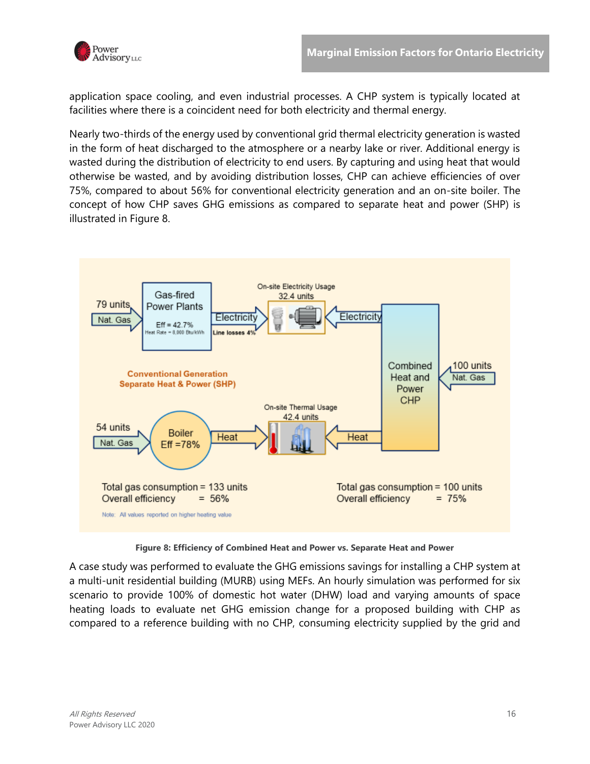application space cooling, and even industrial processes. A CHP system is typically located at facilities where there is a coincident need for both electricity and thermal energy.

Nearly two-thirds of the energy used by conventional grid thermal electricity generation is wasted in the form of heat discharged to the atmosphere or a nearby lake or river. Additional energy is wasted during the distribution of electricity to end users. By capturing and using heat that would otherwise be wasted, and by avoiding distribution losses, CHP can achieve efficiencies of over 75%, compared to about 56% for conventional electricity generation and an on-site boiler. The concept of how CHP saves GHG emissions as compared to separate heat and power (SHP) is illustrated in Figure 8.

**Figure 8: Efficiency of Combined Heat and Power vs. Separate Heat and Power**

A case study was performed to evaluate the GHG emissions savings for installing a CHP system at a multi-unit residential building (MURB) using MEFs. An hourly simulation was performed for six scenario to provide 100% of domestic hot water (DHW) load and varying amounts of space heating loads to evaluate net GHG emission change for a proposed building with CHP as compared to a reference building with no CHP, consuming electricity supplied by the grid and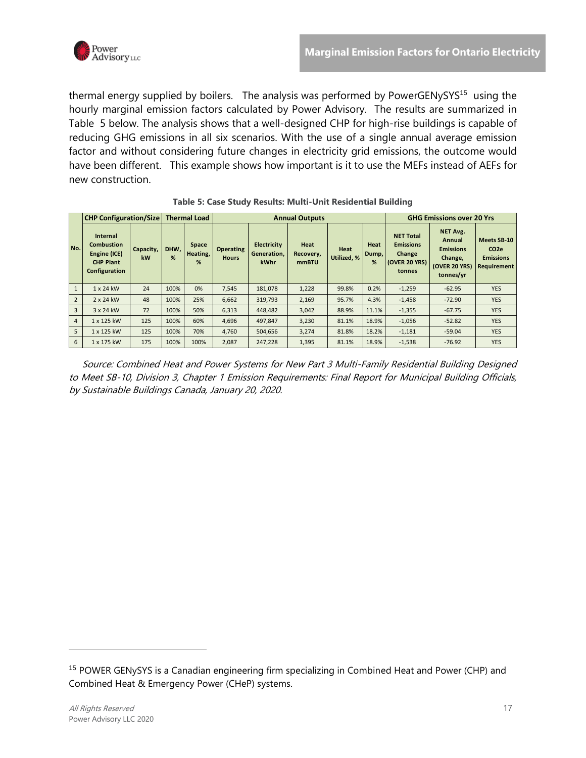thermal energy supplied by boilers. The analysis was performed by PowerGENySYS[15] using the hourly marginal emission factors calculated by Power Advisory. The results are summarized in Table 5 below. The analysis shows that a well-designed CHP for high-rise buildings is capable of reducing GHG emissions in all six scenarios. With the use of a single annual average emission factor and without considering future changes in electricity grid emissions, the outcome would have been different. This example shows how important is it to use the MEFs instead of AEFs for new construction.

**Table 5: Case Study Results: Multi-Unit Residential Building**

| | CHP Configuration/Size | | Thermal Load | | Annual Outputs | | | | | GHG Emissions over 20 Yrs | | |
|---|---|---|---|---|---|---|---|---|---|---|---|---|
| No. | Internal Combustion Engine (ICE) CHP Plant Configuration | Capacity, kW | DHW, % | Space Heating, % | Operating Hours | Electricity Generation, kWhr | Heat Recovery, mmBTU | Heat Utilized, % | Heat Dump, % | NET Total Emissions Change (OVER 20 YRS) tonnes | NET Avg. Annual Emissions Change, (OVER 20 YRS) tonnes/yr | Meets SB-10 $CO_2e$ Emissions Requirement |
| 1 | 1 x 24 kW | 24 | 100% | 0% | 7,545 | 181,078 | 1,228 | 99.8% | 0.2% | -1,259 | -62.95 | YES |
| 2 | 2 x 24 kW | 48 | 100% | 25% | 6,662 | 319,793 | 2,169 | 95.7% | 4.3% | -1,458 | -72.90 | YES |
| 3 | 3 x 24 kW | 72 | 100% | 50% | 6,313 | 448,482 | 3,042 | 88.9% | 11.1% | -1,355 | -67.75 | YES |
| 4 | 1 x 125 kW | 125 | 100% | 60% | 4,696 | 497,847 | 3,230 | 81.1% | 18.9% | -1,056 | -52.82 | YES |
| 5 | 1 x 125 kW | 125 | 100% | 70% | 4,760 | 504,656 | 3,274 | 81.8% | 18.2% | -1,181 | -59.04 | YES |
| 6 | 1 x 175 kW | 175 | 100% | 100% | 2,087 | 247,228 | 1,395 | 81.1% | 18.9% | -1,538 | -76.92 | YES |

*Source: Combined Heat and Power Systems for New Part 3 Multi-Family Residential Building Designed to Meet SB-10, Division 3, Chapter 1 Emission Requirements: Final Report for Municipal Building Officials, by Sustainable Buildings Canada, January 20, 2020.*

[15] POWER GENySYS is a Canadian engineering firm specializing in Combined Heat and Power (CHP) and Combined Heat & Emergency Power (CHeP) systems.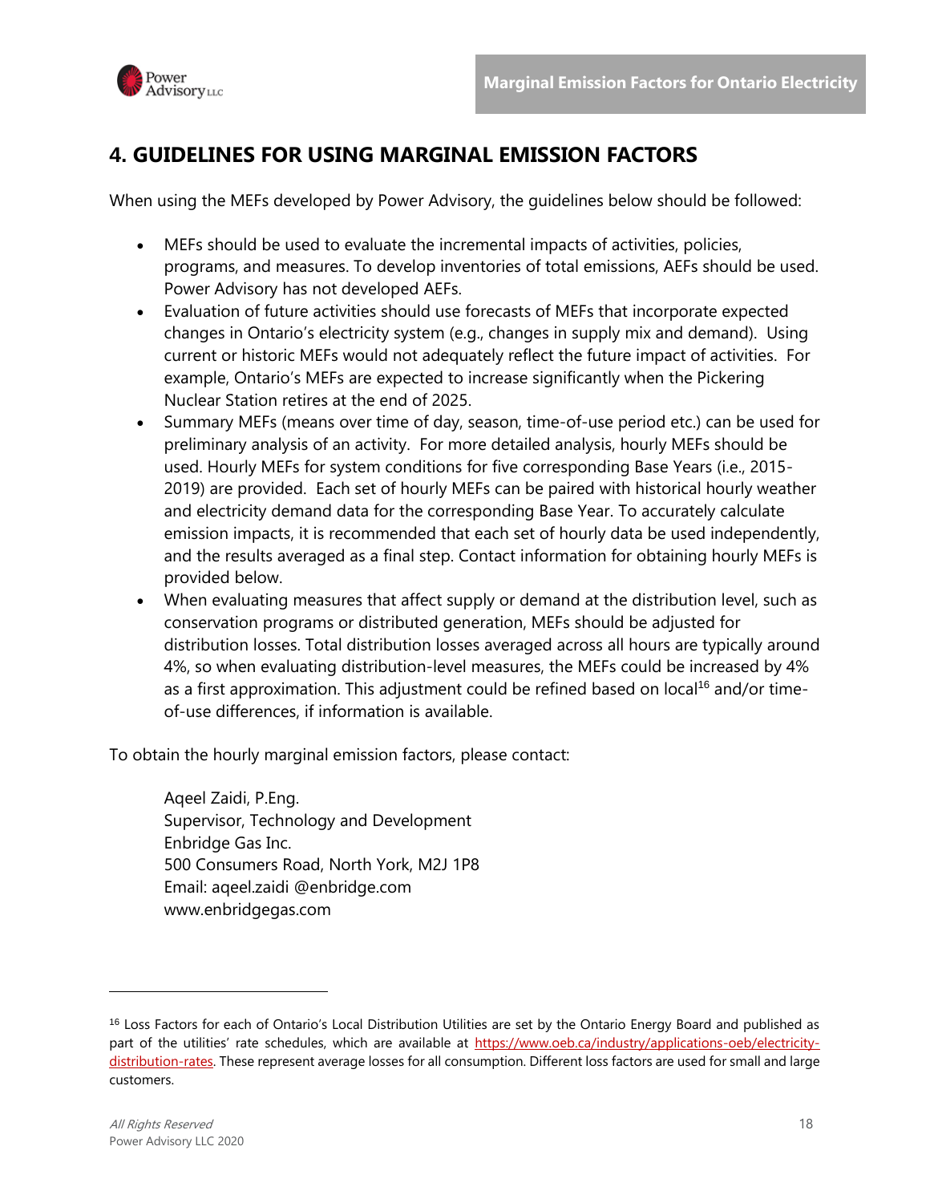## 4. GUIDELINES FOR USING MARGINAL EMISSION FACTORS

When using the MEFs developed by Power Advisory, the guidelines below should be followed:

- MEFs should be used to evaluate the incremental impacts of activities, policies, programs, and measures. To develop inventories of total emissions, AEFs should be used. Power Advisory has not developed AEFs.
- Evaluation of future activities should use forecasts of MEFs that incorporate expected changes in Ontario's electricity system (e.g., changes in supply mix and demand). Using current or historic MEFs would not adequately reflect the future impact of activities. For example, Ontario's MEFs are expected to increase significantly when the Pickering Nuclear Station retires at the end of 2025.
- Summary MEFs (means over time of day, season, time-of-use period etc.) can be used for preliminary analysis of an activity. For more detailed analysis, hourly MEFs should be used. Hourly MEFs for system conditions for five corresponding Base Years (i.e., 2015-2019) are provided. Each set of hourly MEFs can be paired with historical hourly weather and electricity demand data for the corresponding Base Year. To accurately calculate emission impacts, it is recommended that each set of hourly data be used independently, and the results averaged as a final step. Contact information for obtaining hourly MEFs is provided below.
- When evaluating measures that affect supply or demand at the distribution level, such as conservation programs or distributed generation, MEFs should be adjusted for distribution losses. Total distribution losses averaged across all hours are typically around 4%, so when evaluating distribution-level measures, the MEFs could be increased by 4% as a first approximation. This adjustment could be refined based on local[16] and/or time-of-use differences, if information is available.

To obtain the hourly marginal emission factors, please contact:

Aqeel Zaidi, P.Eng.
Supervisor, Technology and Development
Enbridge Gas Inc.
500 Consumers Road, North York, M2J 1P8
Email: aqeel.zaidi @enbridge.com
www.enbridgegas.com

[16] Loss Factors for each of Ontario's Local Distribution Utilities are set by the Ontario Energy Board and published as part of the utilities' rate schedules, which are available at https://www.oeb.ca/industry/applications-oeb/electricity-distribution-rates. These represent average losses for all consumption. Different loss factors are used for small and large customers.